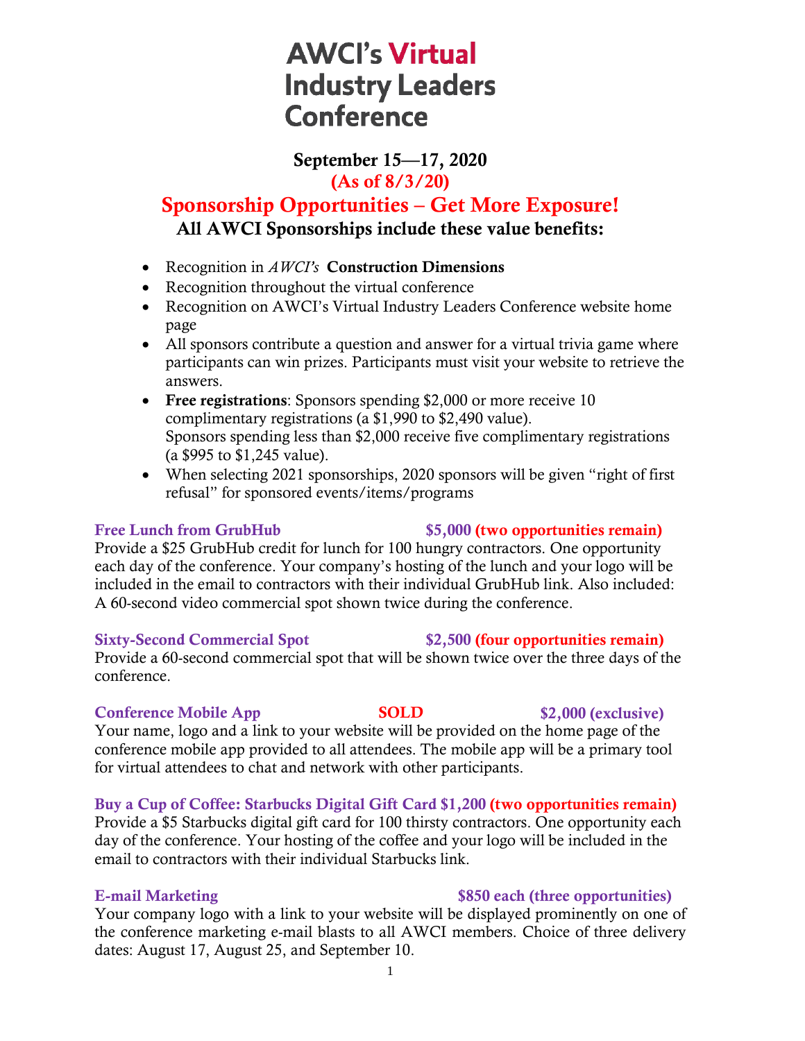# AWCI's Virtual Industry Leaders Conference

## September 15—17, 2020

**(As of 8/3/20)**

## Sponsorship Opportunities – Get More Exposure!

### All AWCI Sponsorships include these value benefits:

- Recognition in *AWCI's* **Construction Dimensions**
- Recognition throughout the virtual conference
- Recognition on AWCI's Virtual Industry Leaders Conference website home page
- All sponsors contribute a question and answer for a virtual trivia game where participants can win prizes. Participants must visit your website to retrieve the answers.
- **Free registrations**: Sponsors spending $2,000 or more receive 10 complimentary registrations (a $1,990 to $2,490 value). Sponsors spending less than $2,000 receive five complimentary registrations (a $995 to $1,245 value).
- When selecting 2021 sponsorships, 2020 sponsors will be given "right of first refusal" for sponsored events/items/programs

**Free Lunch from GrubHub** **$5,000 (two opportunities remain)**

Provide a $25 GrubHub credit for lunch for 100 hungry contractors. One opportunity each day of the conference. Your company's hosting of the lunch and your logo will be included in the email to contractors with their individual GrubHub link. Also included: A 60-second video commercial spot shown twice during the conference.

**Sixty-Second Commercial Spot** **$2,500 (four opportunities remain)**

Provide a 60-second commercial spot that will be shown twice over the three days of the conference.

**Conference Mobile App** **SOLD** **$2,000 (exclusive)**

Your name, logo and a link to your website will be provided on the home page of the conference mobile app provided to all attendees. The mobile app will be a primary tool for virtual attendees to chat and network with other participants.

**Buy a Cup of Coffee: Starbucks Digital Gift Card $1,200 (two opportunities remain)**

Provide a $5 Starbucks digital gift card for 100 thirsty contractors. One opportunity each day of the conference. Your hosting of the coffee and your logo will be included in the email to contractors with their individual Starbucks link.

**E-mail Marketing** **$850 each (three opportunities)**

Your company logo with a link to your website will be displayed prominently on one of the conference marketing e-mail blasts to all AWCI members. Choice of three delivery dates: August 17, August 25, and September 10.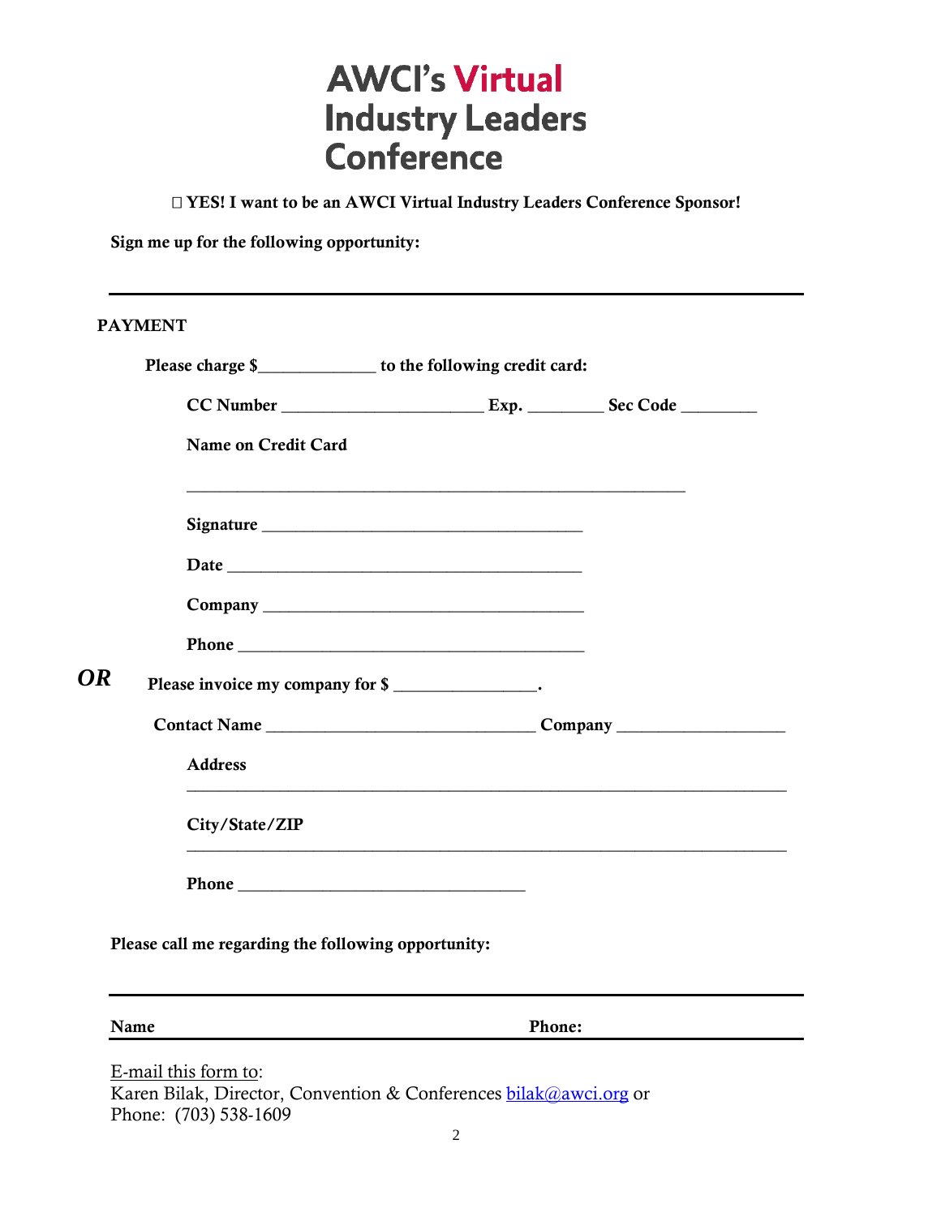# AWCI's Virtual Industry Leaders Conference

☐ **YES! I want to be an AWCI Virtual Industry Leaders Conference Sponsor!**

**Sign me up for the following opportunity:**

---

**PAYMENT**

**Please charge $_____________ to the following credit card:**

**CC Number** ______________________ **Exp.** ________ **Sec Code** ________

**Name on Credit Card**

_______________________________________________________

**Signature** ___________________________________

**Date** _______________________________________

**Company** ___________________________________

**Phone** _____________________________________

***OR*** **Please invoice my company for $** _______________.

**Contact Name** ______________________________ **Company** ___________________

**Address**

___________________________________________________________________

**City/State/ZIP**

___________________________________________________________________

**Phone** ________________________________

**Please call me regarding the following opportunity:**

---

**Name** **Phone:**

---

E-mail this form to:
Karen Bilak, Director, Convention & Conferences bilak@awci.org or
Phone: (703) 538-1609